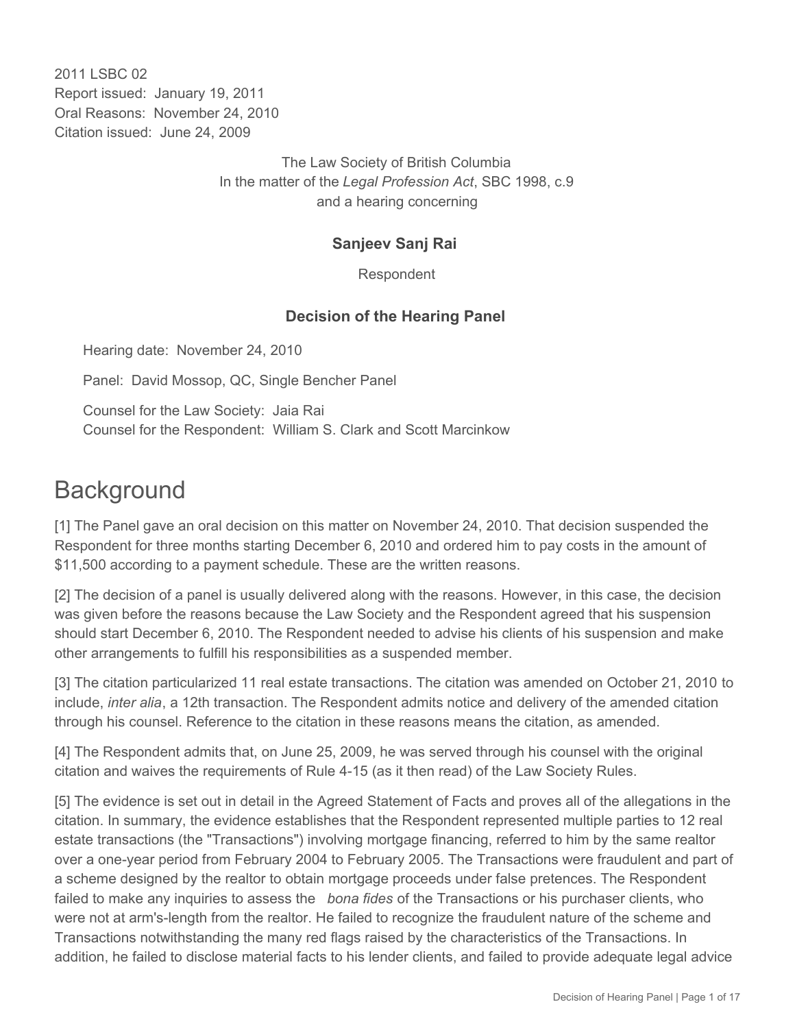2011 LSBC 02
Report issued: January 19, 2011
Oral Reasons: November 24, 2010
Citation issued: June 24, 2009

The Law Society of British Columbia
In the matter of the *Legal Profession Act*, SBC 1998, c.9
and a hearing concerning

**Sanjeev Sanj Rai**

Respondent

**Decision of the Hearing Panel**

Hearing date: November 24, 2010

Panel: David Mossop, QC, Single Bencher Panel

Counsel for the Law Society: Jaia Rai
Counsel for the Respondent: William S. Clark and Scott Marcinkow

# Background

[1] The Panel gave an oral decision on this matter on November 24, 2010. That decision suspended the Respondent for three months starting December 6, 2010 and ordered him to pay costs in the amount of $11,500 according to a payment schedule. These are the written reasons.

[2] The decision of a panel is usually delivered along with the reasons. However, in this case, the decision was given before the reasons because the Law Society and the Respondent agreed that his suspension should start December 6, 2010. The Respondent needed to advise his clients of his suspension and make other arrangements to fulfill his responsibilities as a suspended member.

[3] The citation particularized 11 real estate transactions. The citation was amended on October 21, 2010 to include, *inter alia*, a 12th transaction. The Respondent admits notice and delivery of the amended citation through his counsel. Reference to the citation in these reasons means the citation, as amended.

[4] The Respondent admits that, on June 25, 2009, he was served through his counsel with the original citation and waives the requirements of Rule 4-15 (as it then read) of the Law Society Rules.

[5] The evidence is set out in detail in the Agreed Statement of Facts and proves all of the allegations in the citation. In summary, the evidence establishes that the Respondent represented multiple parties to 12 real estate transactions (the "Transactions") involving mortgage financing, referred to him by the same realtor over a one-year period from February 2004 to February 2005. The Transactions were fraudulent and part of a scheme designed by the realtor to obtain mortgage proceeds under false pretences. The Respondent failed to make any inquiries to assess the *bona fides* of the Transactions or his purchaser clients, who were not at arm's-length from the realtor. He failed to recognize the fraudulent nature of the scheme and Transactions notwithstanding the many red flags raised by the characteristics of the Transactions. In addition, he failed to disclose material facts to his lender clients, and failed to provide adequate legal advice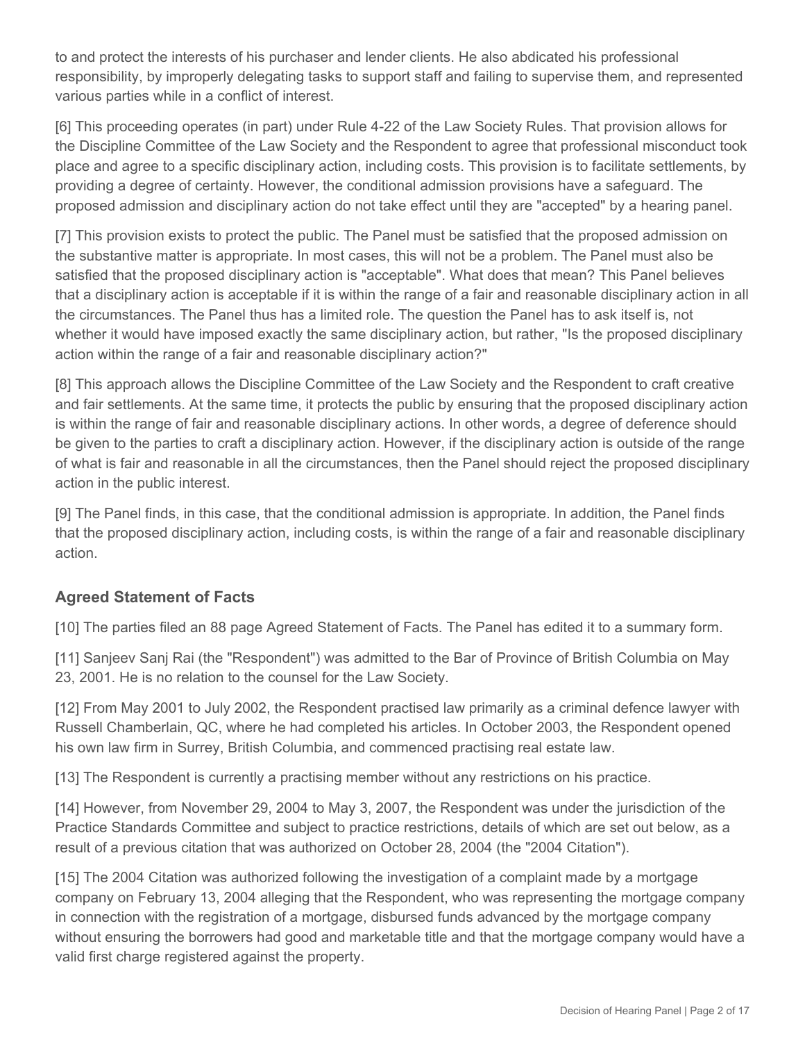to and protect the interests of his purchaser and lender clients. He also abdicated his professional responsibility, by improperly delegating tasks to support staff and failing to supervise them, and represented various parties while in a conflict of interest.

[6] This proceeding operates (in part) under Rule 4-22 of the Law Society Rules. That provision allows for the Discipline Committee of the Law Society and the Respondent to agree that professional misconduct took place and agree to a specific disciplinary action, including costs. This provision is to facilitate settlements, by providing a degree of certainty. However, the conditional admission provisions have a safeguard. The proposed admission and disciplinary action do not take effect until they are "accepted" by a hearing panel.

[7] This provision exists to protect the public. The Panel must be satisfied that the proposed admission on the substantive matter is appropriate. In most cases, this will not be a problem. The Panel must also be satisfied that the proposed disciplinary action is "acceptable". What does that mean? This Panel believes that a disciplinary action is acceptable if it is within the range of a fair and reasonable disciplinary action in all the circumstances. The Panel thus has a limited role. The question the Panel has to ask itself is, not whether it would have imposed exactly the same disciplinary action, but rather, "Is the proposed disciplinary action within the range of a fair and reasonable disciplinary action?"

[8] This approach allows the Discipline Committee of the Law Society and the Respondent to craft creative and fair settlements. At the same time, it protects the public by ensuring that the proposed disciplinary action is within the range of fair and reasonable disciplinary actions. In other words, a degree of deference should be given to the parties to craft a disciplinary action. However, if the disciplinary action is outside of the range of what is fair and reasonable in all the circumstances, then the Panel should reject the proposed disciplinary action in the public interest.

[9] The Panel finds, in this case, that the conditional admission is appropriate. In addition, the Panel finds that the proposed disciplinary action, including costs, is within the range of a fair and reasonable disciplinary action.

## Agreed Statement of Facts

[10] The parties filed an 88 page Agreed Statement of Facts. The Panel has edited it to a summary form.

[11] Sanjeev Sanj Rai (the "Respondent") was admitted to the Bar of Province of British Columbia on May 23, 2001. He is no relation to the counsel for the Law Society.

[12] From May 2001 to July 2002, the Respondent practised law primarily as a criminal defence lawyer with Russell Chamberlain, QC, where he had completed his articles. In October 2003, the Respondent opened his own law firm in Surrey, British Columbia, and commenced practising real estate law.

[13] The Respondent is currently a practising member without any restrictions on his practice.

[14] However, from November 29, 2004 to May 3, 2007, the Respondent was under the jurisdiction of the Practice Standards Committee and subject to practice restrictions, details of which are set out below, as a result of a previous citation that was authorized on October 28, 2004 (the "2004 Citation").

[15] The 2004 Citation was authorized following the investigation of a complaint made by a mortgage company on February 13, 2004 alleging that the Respondent, who was representing the mortgage company in connection with the registration of a mortgage, disbursed funds advanced by the mortgage company without ensuring the borrowers had good and marketable title and that the mortgage company would have a valid first charge registered against the property.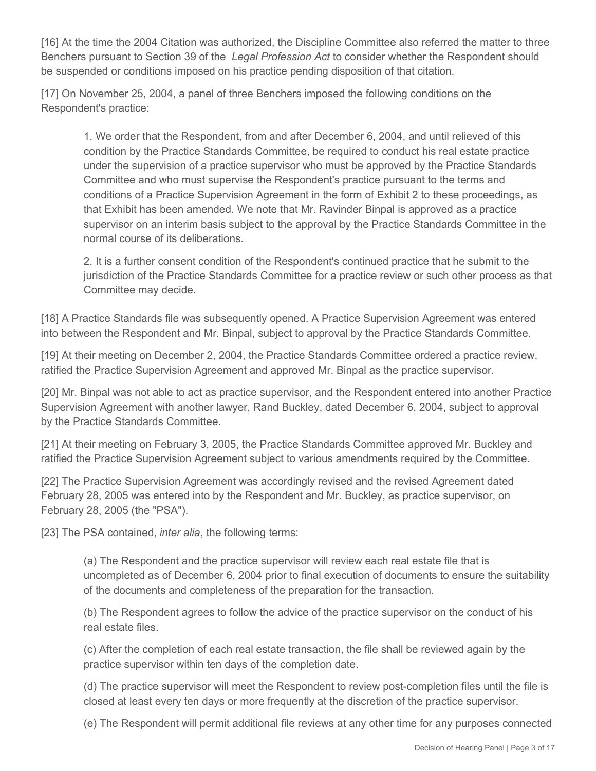[16] At the time the 2004 Citation was authorized, the Discipline Committee also referred the matter to three Benchers pursuant to Section 39 of the *Legal Profession Act* to consider whether the Respondent should be suspended or conditions imposed on his practice pending disposition of that citation.

[17] On November 25, 2004, a panel of three Benchers imposed the following conditions on the Respondent's practice:

> 1. We order that the Respondent, from and after December 6, 2004, and until relieved of this condition by the Practice Standards Committee, be required to conduct his real estate practice under the supervision of a practice supervisor who must be approved by the Practice Standards Committee and who must supervise the Respondent's practice pursuant to the terms and conditions of a Practice Supervision Agreement in the form of Exhibit 2 to these proceedings, as that Exhibit has been amended. We note that Mr. Ravinder Binpal is approved as a practice supervisor on an interim basis subject to the approval by the Practice Standards Committee in the normal course of its deliberations.
>
> 2. It is a further consent condition of the Respondent's continued practice that he submit to the jurisdiction of the Practice Standards Committee for a practice review or such other process as that Committee may decide.

[18] A Practice Standards file was subsequently opened. A Practice Supervision Agreement was entered into between the Respondent and Mr. Binpal, subject to approval by the Practice Standards Committee.

[19] At their meeting on December 2, 2004, the Practice Standards Committee ordered a practice review, ratified the Practice Supervision Agreement and approved Mr. Binpal as the practice supervisor.

[20] Mr. Binpal was not able to act as practice supervisor, and the Respondent entered into another Practice Supervision Agreement with another lawyer, Rand Buckley, dated December 6, 2004, subject to approval by the Practice Standards Committee.

[21] At their meeting on February 3, 2005, the Practice Standards Committee approved Mr. Buckley and ratified the Practice Supervision Agreement subject to various amendments required by the Committee.

[22] The Practice Supervision Agreement was accordingly revised and the revised Agreement dated February 28, 2005 was entered into by the Respondent and Mr. Buckley, as practice supervisor, on February 28, 2005 (the "PSA").

[23] The PSA contained, *inter alia*, the following terms:

> (a) The Respondent and the practice supervisor will review each real estate file that is uncompleted as of December 6, 2004 prior to final execution of documents to ensure the suitability of the documents and completeness of the preparation for the transaction.
>
> (b) The Respondent agrees to follow the advice of the practice supervisor on the conduct of his real estate files.
>
> (c) After the completion of each real estate transaction, the file shall be reviewed again by the practice supervisor within ten days of the completion date.
>
> (d) The practice supervisor will meet the Respondent to review post-completion files until the file is closed at least every ten days or more frequently at the discretion of the practice supervisor.
>
> (e) The Respondent will permit additional file reviews at any other time for any purposes connected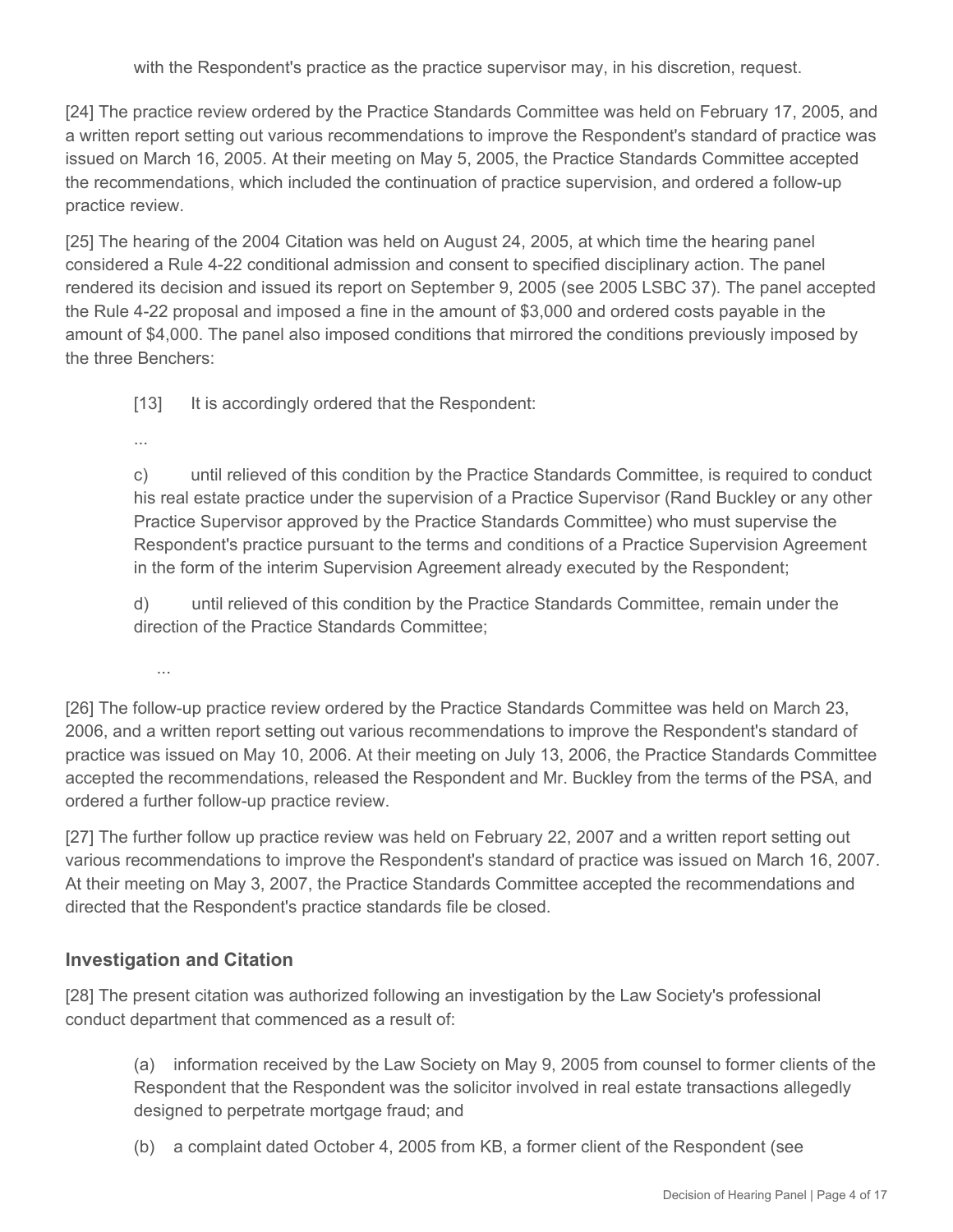with the Respondent's practice as the practice supervisor may, in his discretion, request.

[24] The practice review ordered by the Practice Standards Committee was held on February 17, 2005, and a written report setting out various recommendations to improve the Respondent's standard of practice was issued on March 16, 2005. At their meeting on May 5, 2005, the Practice Standards Committee accepted the recommendations, which included the continuation of practice supervision, and ordered a follow-up practice review.

[25] The hearing of the 2004 Citation was held on August 24, 2005, at which time the hearing panel considered a Rule 4-22 conditional admission and consent to specified disciplinary action. The panel rendered its decision and issued its report on September 9, 2005 (see 2005 LSBC 37). The panel accepted the Rule 4-22 proposal and imposed a fine in the amount of $3,000 and ordered costs payable in the amount of $4,000. The panel also imposed conditions that mirrored the conditions previously imposed by the three Benchers:

> [13] It is accordingly ordered that the Respondent:
>
> ...
>
> c) until relieved of this condition by the Practice Standards Committee, is required to conduct his real estate practice under the supervision of a Practice Supervisor (Rand Buckley or any other Practice Supervisor approved by the Practice Standards Committee) who must supervise the Respondent's practice pursuant to the terms and conditions of a Practice Supervision Agreement in the form of the interim Supervision Agreement already executed by the Respondent;
>
> d) until relieved of this condition by the Practice Standards Committee, remain under the direction of the Practice Standards Committee;
>
> ...

[26] The follow-up practice review ordered by the Practice Standards Committee was held on March 23, 2006, and a written report setting out various recommendations to improve the Respondent's standard of practice was issued on May 10, 2006. At their meeting on July 13, 2006, the Practice Standards Committee accepted the recommendations, released the Respondent and Mr. Buckley from the terms of the PSA, and ordered a further follow-up practice review.

[27] The further follow up practice review was held on February 22, 2007 and a written report setting out various recommendations to improve the Respondent's standard of practice was issued on March 16, 2007. At their meeting on May 3, 2007, the Practice Standards Committee accepted the recommendations and directed that the Respondent's practice standards file be closed.

## Investigation and Citation

[28] The present citation was authorized following an investigation by the Law Society's professional conduct department that commenced as a result of:

> (a) information received by the Law Society on May 9, 2005 from counsel to former clients of the Respondent that the Respondent was the solicitor involved in real estate transactions allegedly designed to perpetrate mortgage fraud; and
>
> (b) a complaint dated October 4, 2005 from KB, a former client of the Respondent (see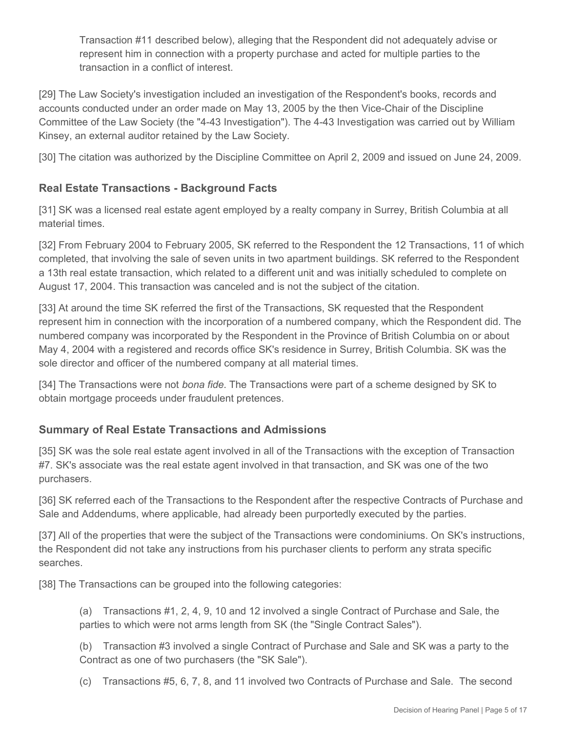Transaction #11 described below), alleging that the Respondent did not adequately advise or represent him in connection with a property purchase and acted for multiple parties to the transaction in a conflict of interest.

[29] The Law Society's investigation included an investigation of the Respondent's books, records and accounts conducted under an order made on May 13, 2005 by the then Vice-Chair of the Discipline Committee of the Law Society (the "4-43 Investigation"). The 4-43 Investigation was carried out by William Kinsey, an external auditor retained by the Law Society.

[30] The citation was authorized by the Discipline Committee on April 2, 2009 and issued on June 24, 2009.

### Real Estate Transactions - Background Facts

[31] SK was a licensed real estate agent employed by a realty company in Surrey, British Columbia at all material times.

[32] From February 2004 to February 2005, SK referred to the Respondent the 12 Transactions, 11 of which completed, that involving the sale of seven units in two apartment buildings. SK referred to the Respondent a 13th real estate transaction, which related to a different unit and was initially scheduled to complete on August 17, 2004. This transaction was canceled and is not the subject of the citation.

[33] At around the time SK referred the first of the Transactions, SK requested that the Respondent represent him in connection with the incorporation of a numbered company, which the Respondent did. The numbered company was incorporated by the Respondent in the Province of British Columbia on or about May 4, 2004 with a registered and records office SK's residence in Surrey, British Columbia. SK was the sole director and officer of the numbered company at all material times.

[34] The Transactions were not *bona fide*. The Transactions were part of a scheme designed by SK to obtain mortgage proceeds under fraudulent pretences.

### Summary of Real Estate Transactions and Admissions

[35] SK was the sole real estate agent involved in all of the Transactions with the exception of Transaction #7. SK's associate was the real estate agent involved in that transaction, and SK was one of the two purchasers.

[36] SK referred each of the Transactions to the Respondent after the respective Contracts of Purchase and Sale and Addendums, where applicable, had already been purportedly executed by the parties.

[37] All of the properties that were the subject of the Transactions were condominiums. On SK's instructions, the Respondent did not take any instructions from his purchaser clients to perform any strata specific searches.

[38] The Transactions can be grouped into the following categories:

> (a) Transactions #1, 2, 4, 9, 10 and 12 involved a single Contract of Purchase and Sale, the parties to which were not arms length from SK (the "Single Contract Sales").
>
> (b) Transaction #3 involved a single Contract of Purchase and Sale and SK was a party to the Contract as one of two purchasers (the "SK Sale").
>
> (c) Transactions #5, 6, 7, 8, and 11 involved two Contracts of Purchase and Sale. The second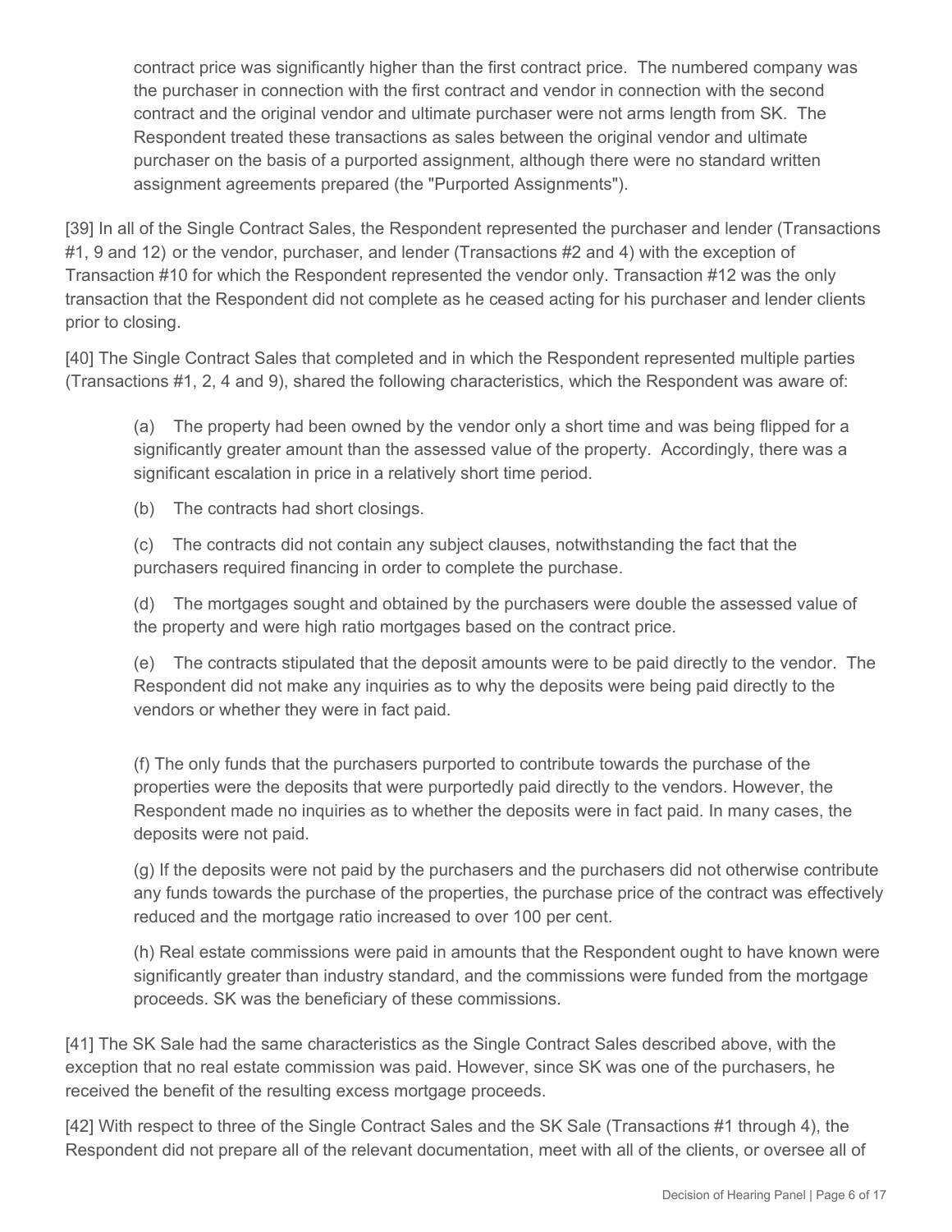contract price was significantly higher than the first contract price. The numbered company was the purchaser in connection with the first contract and vendor in connection with the second contract and the original vendor and ultimate purchaser were not arms length from SK. The Respondent treated these transactions as sales between the original vendor and ultimate purchaser on the basis of a purported assignment, although there were no standard written assignment agreements prepared (the "Purported Assignments").

[39] In all of the Single Contract Sales, the Respondent represented the purchaser and lender (Transactions #1, 9 and 12) or the vendor, purchaser, and lender (Transactions #2 and 4) with the exception of Transaction #10 for which the Respondent represented the vendor only. Transaction #12 was the only transaction that the Respondent did not complete as he ceased acting for his purchaser and lender clients prior to closing.

[40] The Single Contract Sales that completed and in which the Respondent represented multiple parties (Transactions #1, 2, 4 and 9), shared the following characteristics, which the Respondent was aware of:

> (a) The property had been owned by the vendor only a short time and was being flipped for a significantly greater amount than the assessed value of the property. Accordingly, there was a significant escalation in price in a relatively short time period.
>
> (b) The contracts had short closings.
>
> (c) The contracts did not contain any subject clauses, notwithstanding the fact that the purchasers required financing in order to complete the purchase.
>
> (d) The mortgages sought and obtained by the purchasers were double the assessed value of the property and were high ratio mortgages based on the contract price.
>
> (e) The contracts stipulated that the deposit amounts were to be paid directly to the vendor. The Respondent did not make any inquiries as to why the deposits were being paid directly to the vendors or whether they were in fact paid.
>
> (f) The only funds that the purchasers purported to contribute towards the purchase of the properties were the deposits that were purportedly paid directly to the vendors. However, the Respondent made no inquiries as to whether the deposits were in fact paid. In many cases, the deposits were not paid.
>
> (g) If the deposits were not paid by the purchasers and the purchasers did not otherwise contribute any funds towards the purchase of the properties, the purchase price of the contract was effectively reduced and the mortgage ratio increased to over 100 per cent.
>
> (h) Real estate commissions were paid in amounts that the Respondent ought to have known were significantly greater than industry standard, and the commissions were funded from the mortgage proceeds. SK was the beneficiary of these commissions.

[41] The SK Sale had the same characteristics as the Single Contract Sales described above, with the exception that no real estate commission was paid. However, since SK was one of the purchasers, he received the benefit of the resulting excess mortgage proceeds.

[42] With respect to three of the Single Contract Sales and the SK Sale (Transactions #1 through 4), the Respondent did not prepare all of the relevant documentation, meet with all of the clients, or oversee all of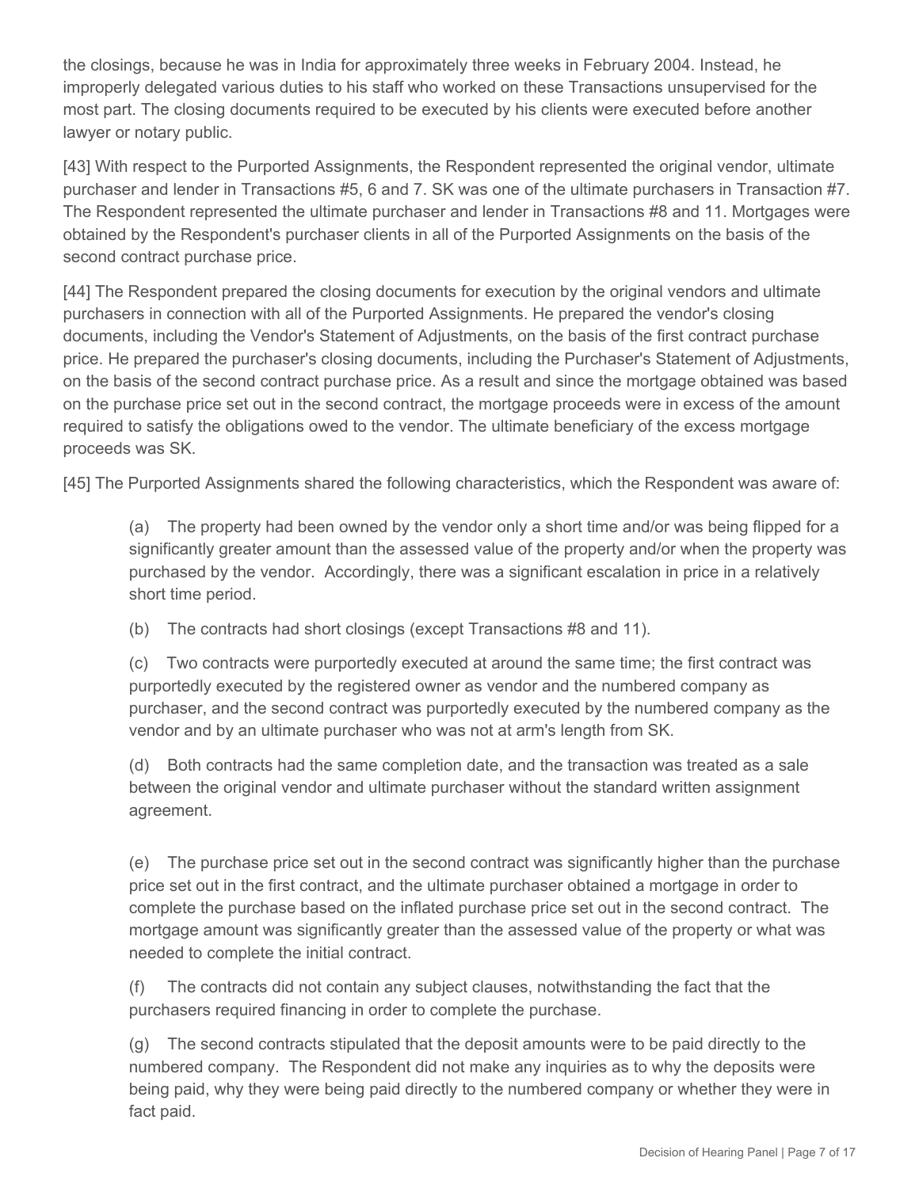the closings, because he was in India for approximately three weeks in February 2004. Instead, he improperly delegated various duties to his staff who worked on these Transactions unsupervised for the most part. The closing documents required to be executed by his clients were executed before another lawyer or notary public.

[43] With respect to the Purported Assignments, the Respondent represented the original vendor, ultimate purchaser and lender in Transactions #5, 6 and 7. SK was one of the ultimate purchasers in Transaction #7. The Respondent represented the ultimate purchaser and lender in Transactions #8 and 11. Mortgages were obtained by the Respondent's purchaser clients in all of the Purported Assignments on the basis of the second contract purchase price.

[44] The Respondent prepared the closing documents for execution by the original vendors and ultimate purchasers in connection with all of the Purported Assignments. He prepared the vendor's closing documents, including the Vendor's Statement of Adjustments, on the basis of the first contract purchase price. He prepared the purchaser's closing documents, including the Purchaser's Statement of Adjustments, on the basis of the second contract purchase price. As a result and since the mortgage obtained was based on the purchase price set out in the second contract, the mortgage proceeds were in excess of the amount required to satisfy the obligations owed to the vendor. The ultimate beneficiary of the excess mortgage proceeds was SK.

[45] The Purported Assignments shared the following characteristics, which the Respondent was aware of:

> (a) The property had been owned by the vendor only a short time and/or was being flipped for a significantly greater amount than the assessed value of the property and/or when the property was purchased by the vendor. Accordingly, there was a significant escalation in price in a relatively short time period.
>
> (b) The contracts had short closings (except Transactions #8 and 11).
>
> (c) Two contracts were purportedly executed at around the same time; the first contract was purportedly executed by the registered owner as vendor and the numbered company as purchaser, and the second contract was purportedly executed by the numbered company as the vendor and by an ultimate purchaser who was not at arm's length from SK.
>
> (d) Both contracts had the same completion date, and the transaction was treated as a sale between the original vendor and ultimate purchaser without the standard written assignment agreement.
>
> (e) The purchase price set out in the second contract was significantly higher than the purchase price set out in the first contract, and the ultimate purchaser obtained a mortgage in order to complete the purchase based on the inflated purchase price set out in the second contract. The mortgage amount was significantly greater than the assessed value of the property or what was needed to complete the initial contract.
>
> (f) The contracts did not contain any subject clauses, notwithstanding the fact that the purchasers required financing in order to complete the purchase.
>
> (g) The second contracts stipulated that the deposit amounts were to be paid directly to the numbered company. The Respondent did not make any inquiries as to why the deposits were being paid, why they were being paid directly to the numbered company or whether they were in fact paid.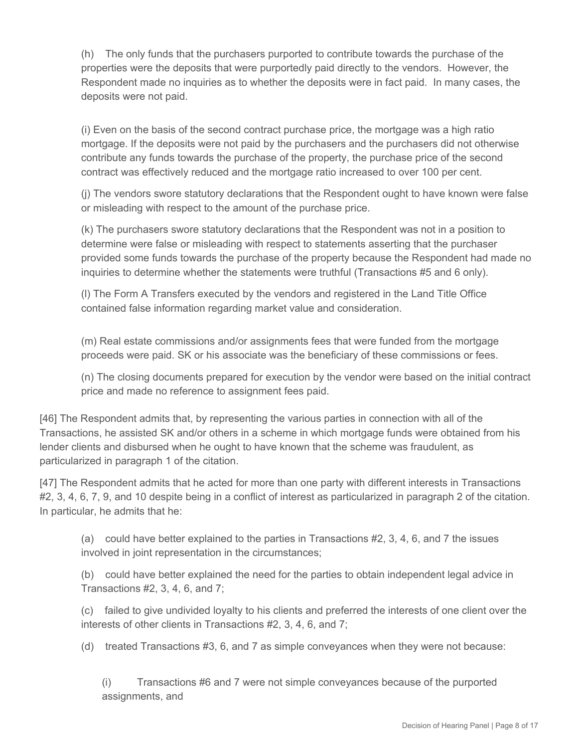(h) The only funds that the purchasers purported to contribute towards the purchase of the properties were the deposits that were purportedly paid directly to the vendors. However, the Respondent made no inquiries as to whether the deposits were in fact paid. In many cases, the deposits were not paid.

(i) Even on the basis of the second contract purchase price, the mortgage was a high ratio mortgage. If the deposits were not paid by the purchasers and the purchasers did not otherwise contribute any funds towards the purchase of the property, the purchase price of the second contract was effectively reduced and the mortgage ratio increased to over 100 per cent.

(j) The vendors swore statutory declarations that the Respondent ought to have known were false or misleading with respect to the amount of the purchase price.

(k) The purchasers swore statutory declarations that the Respondent was not in a position to determine were false or misleading with respect to statements asserting that the purchaser provided some funds towards the purchase of the property because the Respondent had made no inquiries to determine whether the statements were truthful (Transactions #5 and 6 only).

(l) The Form A Transfers executed by the vendors and registered in the Land Title Office contained false information regarding market value and consideration.

(m) Real estate commissions and/or assignments fees that were funded from the mortgage proceeds were paid. SK or his associate was the beneficiary of these commissions or fees.

(n) The closing documents prepared for execution by the vendor were based on the initial contract price and made no reference to assignment fees paid.

[46] The Respondent admits that, by representing the various parties in connection with all of the Transactions, he assisted SK and/or others in a scheme in which mortgage funds were obtained from his lender clients and disbursed when he ought to have known that the scheme was fraudulent, as particularized in paragraph 1 of the citation.

[47] The Respondent admits that he acted for more than one party with different interests in Transactions #2, 3, 4, 6, 7, 9, and 10 despite being in a conflict of interest as particularized in paragraph 2 of the citation. In particular, he admits that he:

(a) could have better explained to the parties in Transactions #2, 3, 4, 6, and 7 the issues involved in joint representation in the circumstances;

(b) could have better explained the need for the parties to obtain independent legal advice in Transactions #2, 3, 4, 6, and 7;

(c) failed to give undivided loyalty to his clients and preferred the interests of one client over the interests of other clients in Transactions #2, 3, 4, 6, and 7;

(d) treated Transactions #3, 6, and 7 as simple conveyances when they were not because:

(i) Transactions #6 and 7 were not simple conveyances because of the purported assignments, and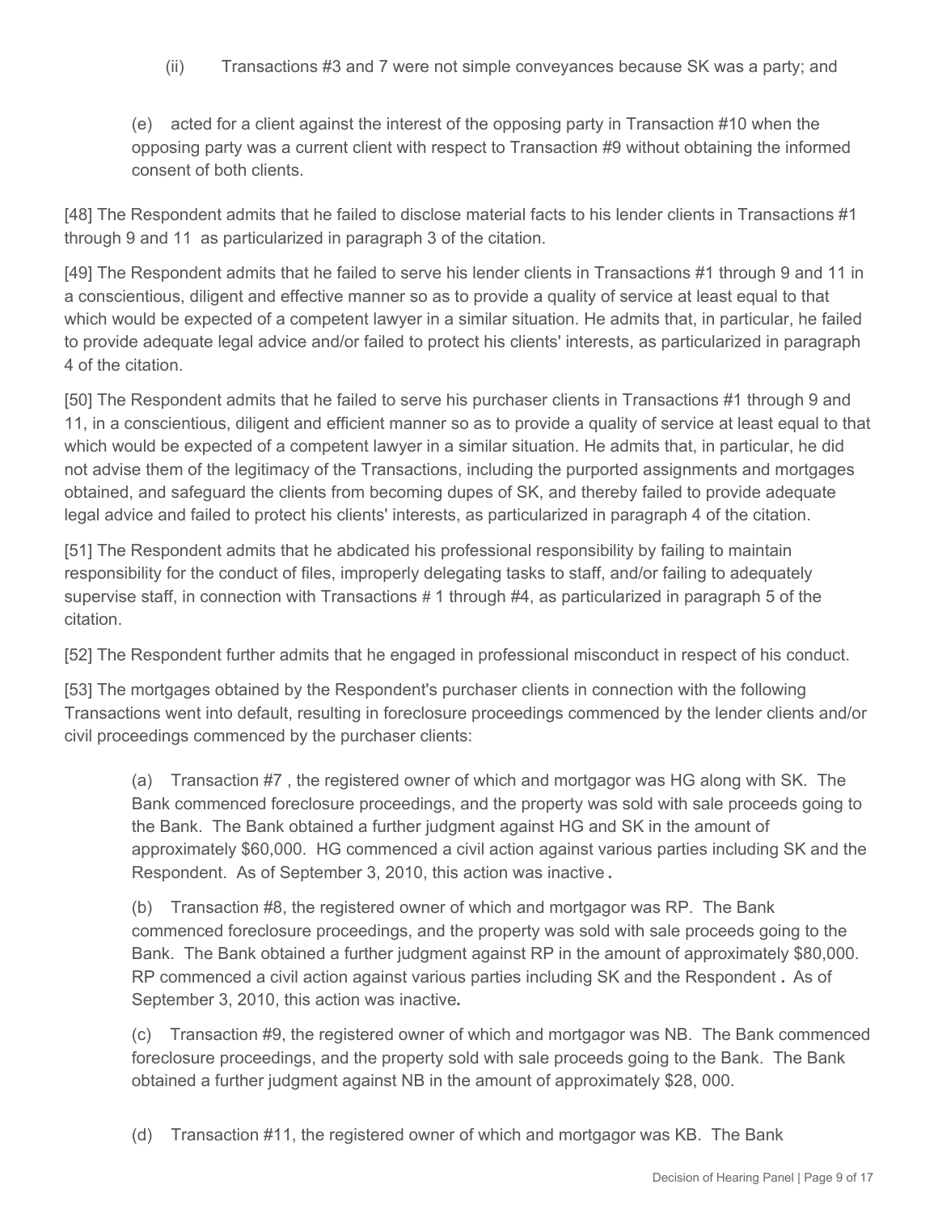(ii) Transactions #3 and 7 were not simple conveyances because SK was a party; and

(e) acted for a client against the interest of the opposing party in Transaction #10 when the opposing party was a current client with respect to Transaction #9 without obtaining the informed consent of both clients.

[48] The Respondent admits that he failed to disclose material facts to his lender clients in Transactions #1 through 9 and 11 as particularized in paragraph 3 of the citation.

[49] The Respondent admits that he failed to serve his lender clients in Transactions #1 through 9 and 11 in a conscientious, diligent and effective manner so as to provide a quality of service at least equal to that which would be expected of a competent lawyer in a similar situation. He admits that, in particular, he failed to provide adequate legal advice and/or failed to protect his clients' interests, as particularized in paragraph 4 of the citation.

[50] The Respondent admits that he failed to serve his purchaser clients in Transactions #1 through 9 and 11, in a conscientious, diligent and efficient manner so as to provide a quality of service at least equal to that which would be expected of a competent lawyer in a similar situation. He admits that, in particular, he did not advise them of the legitimacy of the Transactions, including the purported assignments and mortgages obtained, and safeguard the clients from becoming dupes of SK, and thereby failed to provide adequate legal advice and failed to protect his clients' interests, as particularized in paragraph 4 of the citation.

[51] The Respondent admits that he abdicated his professional responsibility by failing to maintain responsibility for the conduct of files, improperly delegating tasks to staff, and/or failing to adequately supervise staff, in connection with Transactions # 1 through #4, as particularized in paragraph 5 of the citation.

[52] The Respondent further admits that he engaged in professional misconduct in respect of his conduct.

[53] The mortgages obtained by the Respondent's purchaser clients in connection with the following Transactions went into default, resulting in foreclosure proceedings commenced by the lender clients and/or civil proceedings commenced by the purchaser clients:

(a) Transaction #7 , the registered owner of which and mortgagor was HG along with SK. The Bank commenced foreclosure proceedings, and the property was sold with sale proceeds going to the Bank. The Bank obtained a further judgment against HG and SK in the amount of approximately $60,000. HG commenced a civil action against various parties including SK and the Respondent. As of September 3, 2010, this action was inactive.

(b) Transaction #8, the registered owner of which and mortgagor was RP. The Bank commenced foreclosure proceedings, and the property was sold with sale proceeds going to the Bank. The Bank obtained a further judgment against RP in the amount of approximately $80,000. RP commenced a civil action against various parties including SK and the Respondent . As of September 3, 2010, this action was inactive.

(c) Transaction #9, the registered owner of which and mortgagor was NB. The Bank commenced foreclosure proceedings, and the property sold with sale proceeds going to the Bank. The Bank obtained a further judgment against NB in the amount of approximately $28, 000.

(d) Transaction #11, the registered owner of which and mortgagor was KB. The Bank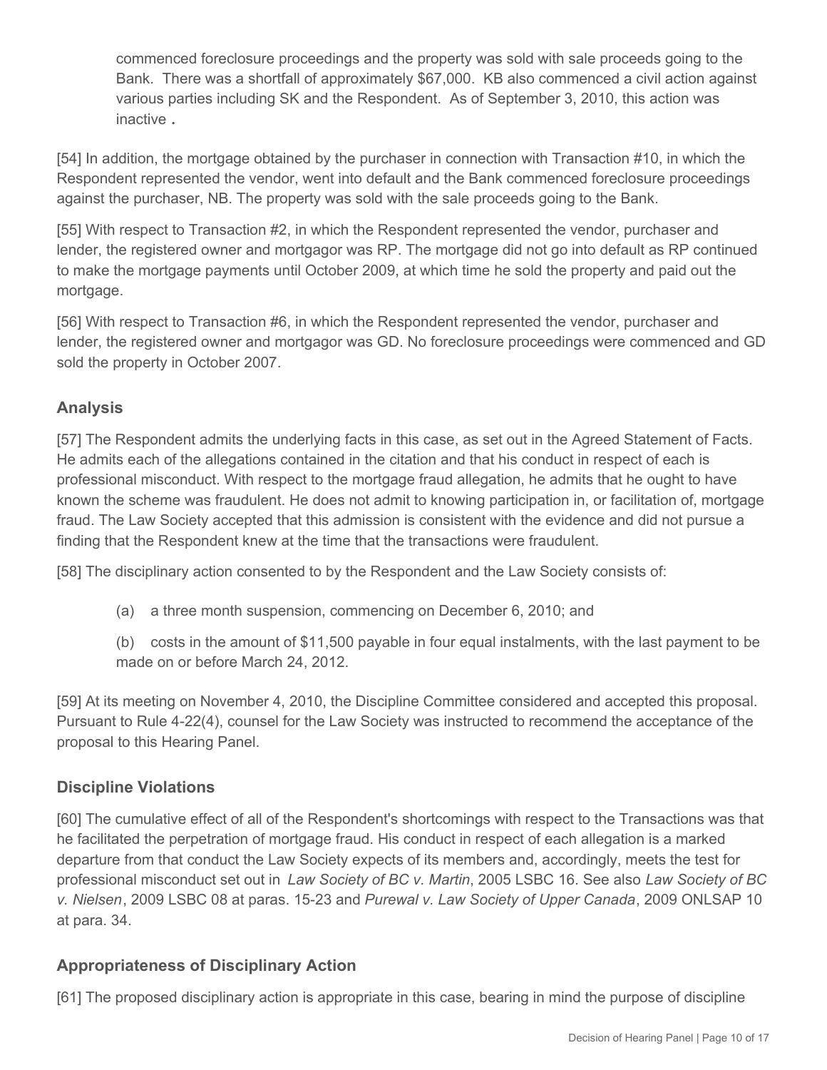commenced foreclosure proceedings and the property was sold with sale proceeds going to the Bank. There was a shortfall of approximately $67,000. KB also commenced a civil action against various parties including SK and the Respondent. As of September 3, 2010, this action was inactive.

[54] In addition, the mortgage obtained by the purchaser in connection with Transaction #10, in which the Respondent represented the vendor, went into default and the Bank commenced foreclosure proceedings against the purchaser, NB. The property was sold with the sale proceeds going to the Bank.

[55] With respect to Transaction #2, in which the Respondent represented the vendor, purchaser and lender, the registered owner and mortgagor was RP. The mortgage did not go into default as RP continued to make the mortgage payments until October 2009, at which time he sold the property and paid out the mortgage.

[56] With respect to Transaction #6, in which the Respondent represented the vendor, purchaser and lender, the registered owner and mortgagor was GD. No foreclosure proceedings were commenced and GD sold the property in October 2007.

## Analysis

[57] The Respondent admits the underlying facts in this case, as set out in the Agreed Statement of Facts. He admits each of the allegations contained in the citation and that his conduct in respect of each is professional misconduct. With respect to the mortgage fraud allegation, he admits that he ought to have known the scheme was fraudulent. He does not admit to knowing participation in, or facilitation of, mortgage fraud. The Law Society accepted that this admission is consistent with the evidence and did not pursue a finding that the Respondent knew at the time that the transactions were fraudulent.

[58] The disciplinary action consented to by the Respondent and the Law Society consists of:

(a) a three month suspension, commencing on December 6, 2010; and

(b) costs in the amount of $11,500 payable in four equal instalments, with the last payment to be made on or before March 24, 2012.

[59] At its meeting on November 4, 2010, the Discipline Committee considered and accepted this proposal. Pursuant to Rule 4-22(4), counsel for the Law Society was instructed to recommend the acceptance of the proposal to this Hearing Panel.

## Discipline Violations

[60] The cumulative effect of all of the Respondent's shortcomings with respect to the Transactions was that he facilitated the perpetration of mortgage fraud. His conduct in respect of each allegation is a marked departure from that conduct the Law Society expects of its members and, accordingly, meets the test for professional misconduct set out in *Law Society of BC v. Martin*, 2005 LSBC 16. See also *Law Society of BC v. Nielsen*, 2009 LSBC 08 at paras. 15-23 and *Purewal v. Law Society of Upper Canada*, 2009 ONLSAP 10 at para. 34.

## Appropriateness of Disciplinary Action

[61] The proposed disciplinary action is appropriate in this case, bearing in mind the purpose of discipline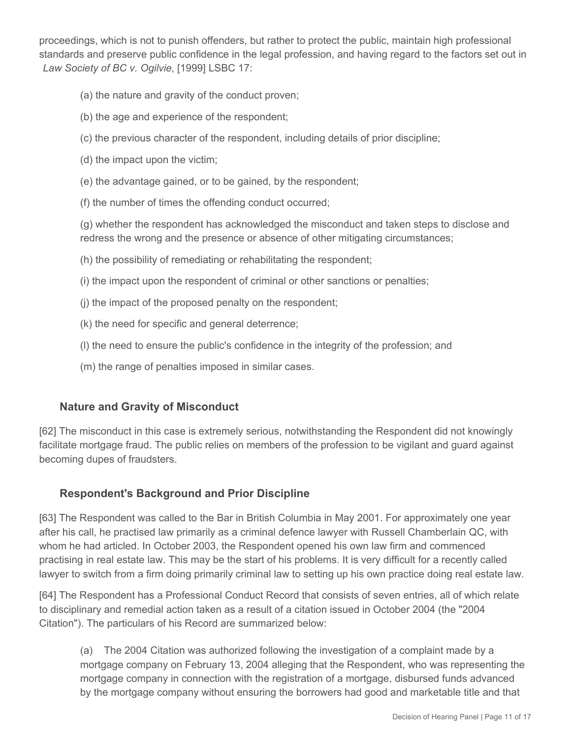proceedings, which is not to punish offenders, but rather to protect the public, maintain high professional standards and preserve public confidence in the legal profession, and having regard to the factors set out in *Law Society of BC v. Ogilvie*, [1999] LSBC 17:

(a) the nature and gravity of the conduct proven;

(b) the age and experience of the respondent;

(c) the previous character of the respondent, including details of prior discipline;

(d) the impact upon the victim;

(e) the advantage gained, or to be gained, by the respondent;

(f) the number of times the offending conduct occurred;

(g) whether the respondent has acknowledged the misconduct and taken steps to disclose and redress the wrong and the presence or absence of other mitigating circumstances;

(h) the possibility of remediating or rehabilitating the respondent;

(i) the impact upon the respondent of criminal or other sanctions or penalties;

(j) the impact of the proposed penalty on the respondent;

(k) the need for specific and general deterrence;

(l) the need to ensure the public's confidence in the integrity of the profession; and

(m) the range of penalties imposed in similar cases.

### Nature and Gravity of Misconduct

[62] The misconduct in this case is extremely serious, notwithstanding the Respondent did not knowingly facilitate mortgage fraud. The public relies on members of the profession to be vigilant and guard against becoming dupes of fraudsters.

### Respondent's Background and Prior Discipline

[63] The Respondent was called to the Bar in British Columbia in May 2001. For approximately one year after his call, he practised law primarily as a criminal defence lawyer with Russell Chamberlain QC, with whom he had articled. In October 2003, the Respondent opened his own law firm and commenced practising in real estate law. This may be the start of his problems. It is very difficult for a recently called lawyer to switch from a firm doing primarily criminal law to setting up his own practice doing real estate law.

[64] The Respondent has a Professional Conduct Record that consists of seven entries, all of which relate to disciplinary and remedial action taken as a result of a citation issued in October 2004 (the "2004 Citation"). The particulars of his Record are summarized below:

(a) The 2004 Citation was authorized following the investigation of a complaint made by a mortgage company on February 13, 2004 alleging that the Respondent, who was representing the mortgage company in connection with the registration of a mortgage, disbursed funds advanced by the mortgage company without ensuring the borrowers had good and marketable title and that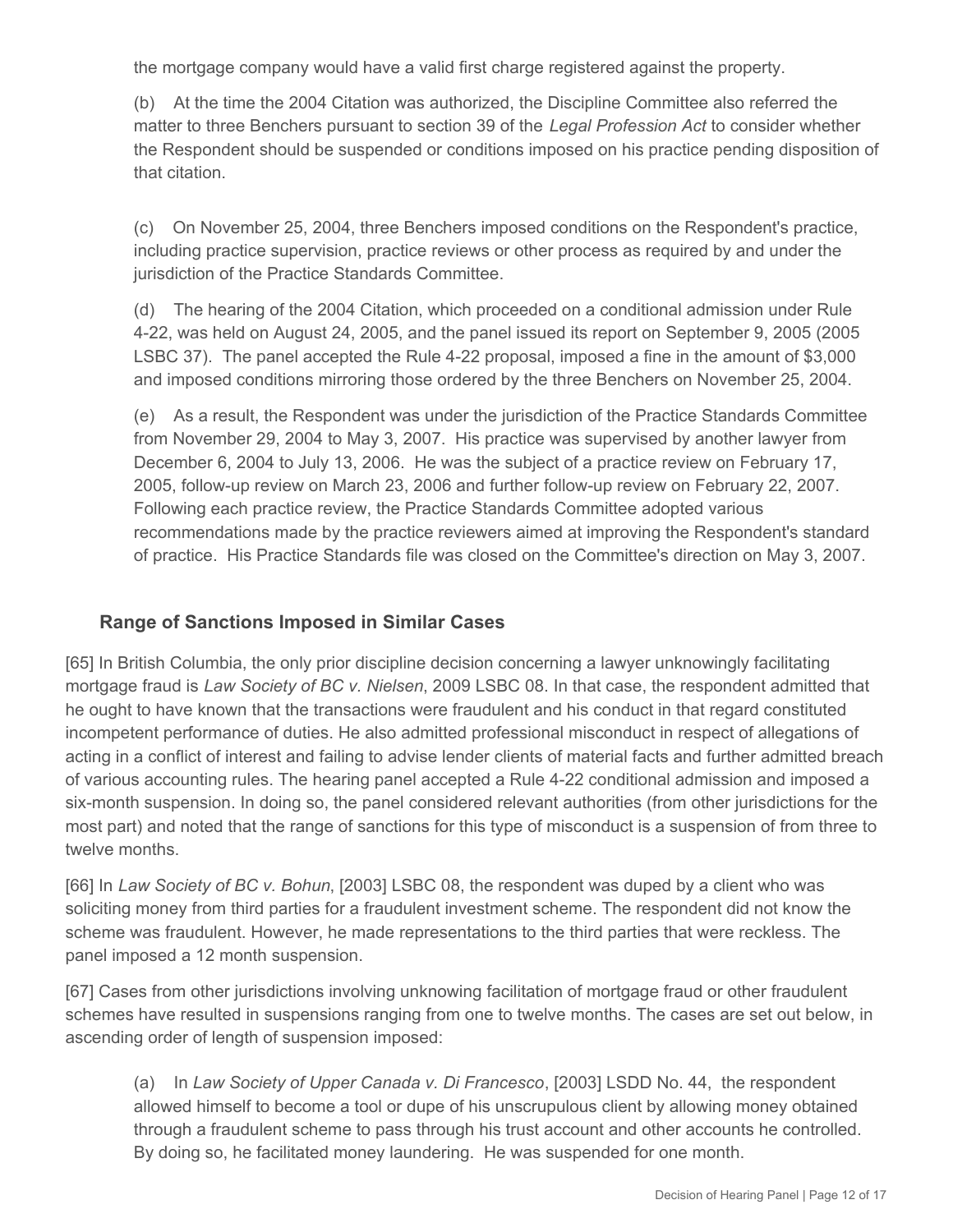the mortgage company would have a valid first charge registered against the property.

(b) At the time the 2004 Citation was authorized, the Discipline Committee also referred the matter to three Benchers pursuant to section 39 of the *Legal Profession Act* to consider whether the Respondent should be suspended or conditions imposed on his practice pending disposition of that citation.

(c) On November 25, 2004, three Benchers imposed conditions on the Respondent's practice, including practice supervision, practice reviews or other process as required by and under the jurisdiction of the Practice Standards Committee.

(d) The hearing of the 2004 Citation, which proceeded on a conditional admission under Rule 4-22, was held on August 24, 2005, and the panel issued its report on September 9, 2005 (2005 LSBC 37). The panel accepted the Rule 4-22 proposal, imposed a fine in the amount of $3,000 and imposed conditions mirroring those ordered by the three Benchers on November 25, 2004.

(e) As a result, the Respondent was under the jurisdiction of the Practice Standards Committee from November 29, 2004 to May 3, 2007. His practice was supervised by another lawyer from December 6, 2004 to July 13, 2006. He was the subject of a practice review on February 17, 2005, follow-up review on March 23, 2006 and further follow-up review on February 22, 2007. Following each practice review, the Practice Standards Committee adopted various recommendations made by the practice reviewers aimed at improving the Respondent's standard of practice. His Practice Standards file was closed on the Committee's direction on May 3, 2007.

## Range of Sanctions Imposed in Similar Cases

[65] In British Columbia, the only prior discipline decision concerning a lawyer unknowingly facilitating mortgage fraud is *Law Society of BC v. Nielsen*, 2009 LSBC 08. In that case, the respondent admitted that he ought to have known that the transactions were fraudulent and his conduct in that regard constituted incompetent performance of duties. He also admitted professional misconduct in respect of allegations of acting in a conflict of interest and failing to advise lender clients of material facts and further admitted breach of various accounting rules. The hearing panel accepted a Rule 4-22 conditional admission and imposed a six-month suspension. In doing so, the panel considered relevant authorities (from other jurisdictions for the most part) and noted that the range of sanctions for this type of misconduct is a suspension of from three to twelve months.

[66] In *Law Society of BC v. Bohun*, [2003] LSBC 08, the respondent was duped by a client who was soliciting money from third parties for a fraudulent investment scheme. The respondent did not know the scheme was fraudulent. However, he made representations to the third parties that were reckless. The panel imposed a 12 month suspension.

[67] Cases from other jurisdictions involving unknowing facilitation of mortgage fraud or other fraudulent schemes have resulted in suspensions ranging from one to twelve months. The cases are set out below, in ascending order of length of suspension imposed:

(a) In *Law Society of Upper Canada v. Di Francesco*, [2003] LSDD No. 44, the respondent allowed himself to become a tool or dupe of his unscrupulous client by allowing money obtained through a fraudulent scheme to pass through his trust account and other accounts he controlled. By doing so, he facilitated money laundering. He was suspended for one month.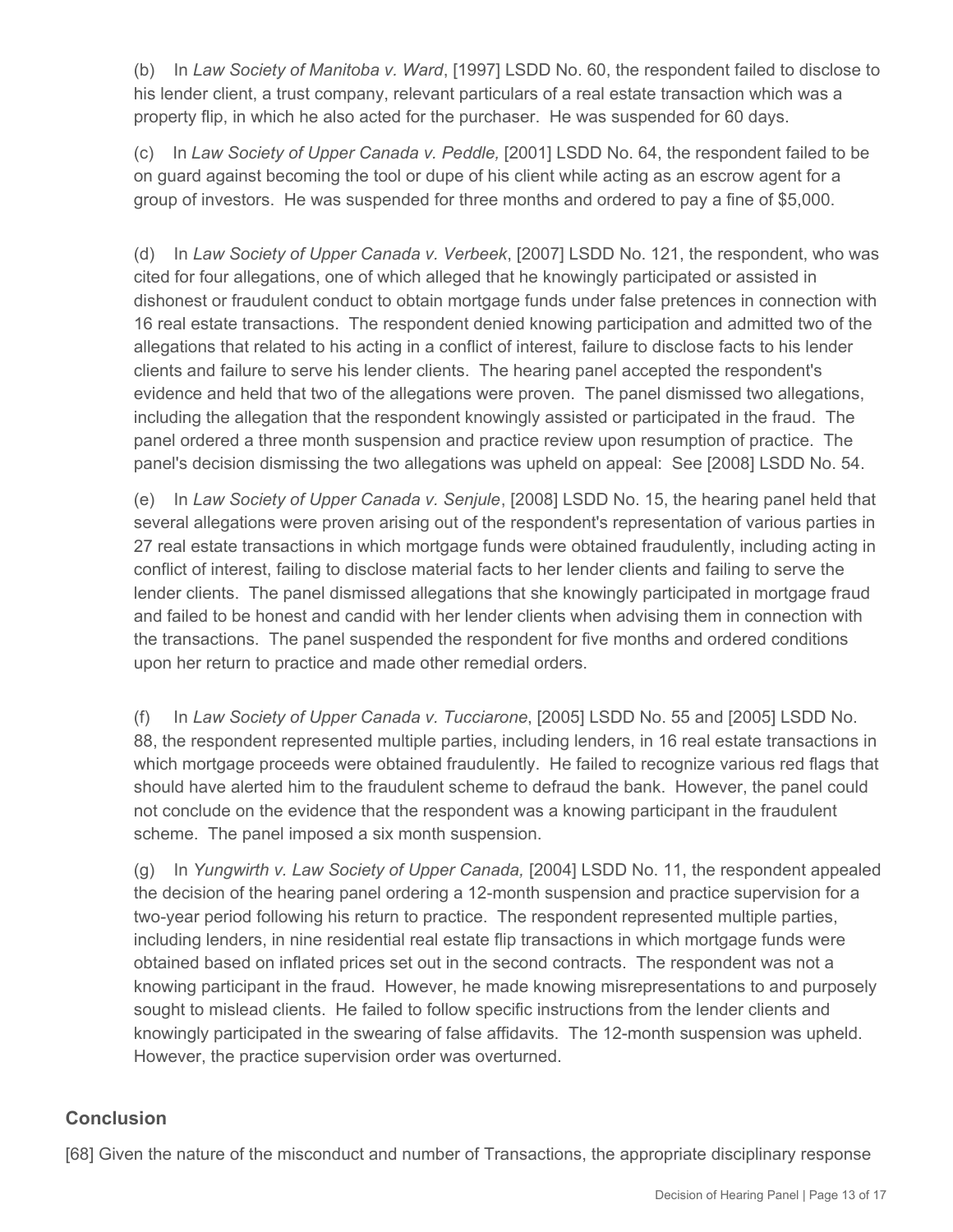(b) In *Law Society of Manitoba v. Ward*, [1997] LSDD No. 60, the respondent failed to disclose to his lender client, a trust company, relevant particulars of a real estate transaction which was a property flip, in which he also acted for the purchaser. He was suspended for 60 days.

(c) In *Law Society of Upper Canada v. Peddle,* [2001] LSDD No. 64, the respondent failed to be on guard against becoming the tool or dupe of his client while acting as an escrow agent for a group of investors. He was suspended for three months and ordered to pay a fine of $5,000.

(d) In *Law Society of Upper Canada v. Verbeek*, [2007] LSDD No. 121, the respondent, who was cited for four allegations, one of which alleged that he knowingly participated or assisted in dishonest or fraudulent conduct to obtain mortgage funds under false pretences in connection with 16 real estate transactions. The respondent denied knowing participation and admitted two of the allegations that related to his acting in a conflict of interest, failure to disclose facts to his lender clients and failure to serve his lender clients. The hearing panel accepted the respondent's evidence and held that two of the allegations were proven. The panel dismissed two allegations, including the allegation that the respondent knowingly assisted or participated in the fraud. The panel ordered a three month suspension and practice review upon resumption of practice. The panel's decision dismissing the two allegations was upheld on appeal: See [2008] LSDD No. 54.

(e) In *Law Society of Upper Canada v. Senjule*, [2008] LSDD No. 15, the hearing panel held that several allegations were proven arising out of the respondent's representation of various parties in 27 real estate transactions in which mortgage funds were obtained fraudulently, including acting in conflict of interest, failing to disclose material facts to her lender clients and failing to serve the lender clients. The panel dismissed allegations that she knowingly participated in mortgage fraud and failed to be honest and candid with her lender clients when advising them in connection with the transactions. The panel suspended the respondent for five months and ordered conditions upon her return to practice and made other remedial orders.

(f) In *Law Society of Upper Canada v. Tucciarone*, [2005] LSDD No. 55 and [2005] LSDD No. 88, the respondent represented multiple parties, including lenders, in 16 real estate transactions in which mortgage proceeds were obtained fraudulently. He failed to recognize various red flags that should have alerted him to the fraudulent scheme to defraud the bank. However, the panel could not conclude on the evidence that the respondent was a knowing participant in the fraudulent scheme. The panel imposed a six month suspension.

(g) In *Yungwirth v. Law Society of Upper Canada,* [2004] LSDD No. 11, the respondent appealed the decision of the hearing panel ordering a 12-month suspension and practice supervision for a two-year period following his return to practice. The respondent represented multiple parties, including lenders, in nine residential real estate flip transactions in which mortgage funds were obtained based on inflated prices set out in the second contracts. The respondent was not a knowing participant in the fraud. However, he made knowing misrepresentations to and purposely sought to mislead clients. He failed to follow specific instructions from the lender clients and knowingly participated in the swearing of false affidavits. The 12-month suspension was upheld. However, the practice supervision order was overturned.

## Conclusion

[68] Given the nature of the misconduct and number of Transactions, the appropriate disciplinary response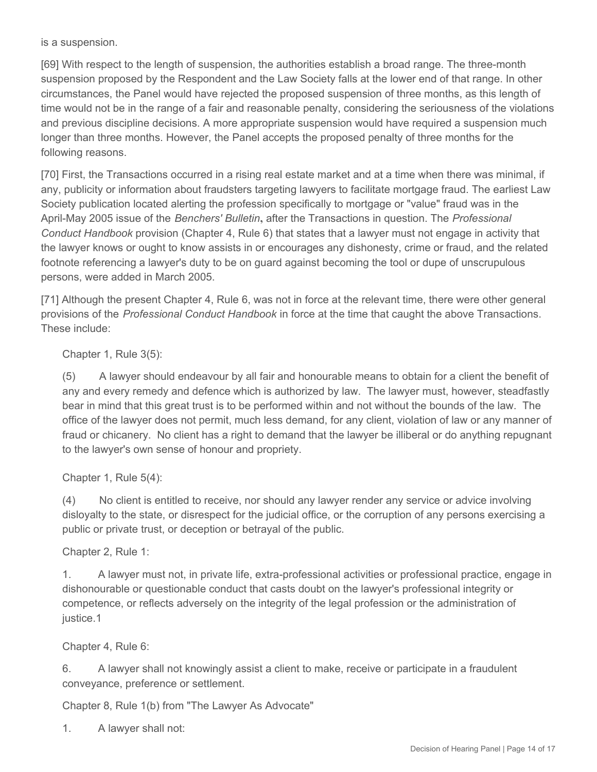is a suspension.

[69] With respect to the length of suspension, the authorities establish a broad range. The three-month suspension proposed by the Respondent and the Law Society falls at the lower end of that range. In other circumstances, the Panel would have rejected the proposed suspension of three months, as this length of time would not be in the range of a fair and reasonable penalty, considering the seriousness of the violations and previous discipline decisions. A more appropriate suspension would have required a suspension much longer than three months. However, the Panel accepts the proposed penalty of three months for the following reasons.

[70] First, the Transactions occurred in a rising real estate market and at a time when there was minimal, if any, publicity or information about fraudsters targeting lawyers to facilitate mortgage fraud. The earliest Law Society publication located alerting the profession specifically to mortgage or "value" fraud was in the April-May 2005 issue of the *Benchers' Bulletin***,** after the Transactions in question. The *Professional Conduct Handbook* provision (Chapter 4, Rule 6) that states that a lawyer must not engage in activity that the lawyer knows or ought to know assists in or encourages any dishonesty, crime or fraud, and the related footnote referencing a lawyer's duty to be on guard against becoming the tool or dupe of unscrupulous persons, were added in March 2005.

[71] Although the present Chapter 4, Rule 6, was not in force at the relevant time, there were other general provisions of the *Professional Conduct Handbook* in force at the time that caught the above Transactions. These include:

> Chapter 1, Rule 3(5):
>
> (5) A lawyer should endeavour by all fair and honourable means to obtain for a client the benefit of any and every remedy and defence which is authorized by law. The lawyer must, however, steadfastly bear in mind that this great trust is to be performed within and not without the bounds of the law. The office of the lawyer does not permit, much less demand, for any client, violation of law or any manner of fraud or chicanery. No client has a right to demand that the lawyer be illiberal or do anything repugnant to the lawyer's own sense of honour and propriety.
>
> Chapter 1, Rule 5(4):
>
> (4) No client is entitled to receive, nor should any lawyer render any service or advice involving disloyalty to the state, or disrespect for the judicial office, or the corruption of any persons exercising a public or private trust, or deception or betrayal of the public.
>
> Chapter 2, Rule 1:
>
> 1. A lawyer must not, in private life, extra-professional activities or professional practice, engage in dishonourable or questionable conduct that casts doubt on the lawyer's professional integrity or competence, or reflects adversely on the integrity of the legal profession or the administration of justice.1
>
> Chapter 4, Rule 6:
>
> 6. A lawyer shall not knowingly assist a client to make, receive or participate in a fraudulent conveyance, preference or settlement.
>
> Chapter 8, Rule 1(b) from "The Lawyer As Advocate"
>
> 1. A lawyer shall not: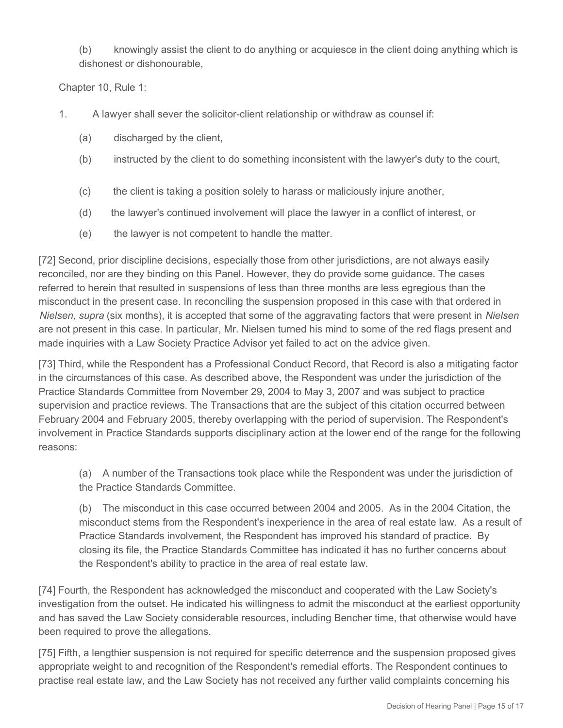(b) knowingly assist the client to do anything or acquiesce in the client doing anything which is dishonest or dishonourable,

Chapter 10, Rule 1:

1. A lawyer shall sever the solicitor-client relationship or withdraw as counsel if:

    (a) discharged by the client,

    (b) instructed by the client to do something inconsistent with the lawyer's duty to the court,

    (c) the client is taking a position solely to harass or maliciously injure another,

    (d) the lawyer's continued involvement will place the lawyer in a conflict of interest, or

    (e) the lawyer is not competent to handle the matter.

[72] Second, prior discipline decisions, especially those from other jurisdictions, are not always easily reconciled, nor are they binding on this Panel. However, they do provide some guidance. The cases referred to herein that resulted in suspensions of less than three months are less egregious than the misconduct in the present case. In reconciling the suspension proposed in this case with that ordered in *Nielsen, supra* (six months), it is accepted that some of the aggravating factors that were present in *Nielsen* are not present in this case. In particular, Mr. Nielsen turned his mind to some of the red flags present and made inquiries with a Law Society Practice Advisor yet failed to act on the advice given.

[73] Third, while the Respondent has a Professional Conduct Record, that Record is also a mitigating factor in the circumstances of this case. As described above, the Respondent was under the jurisdiction of the Practice Standards Committee from November 29, 2004 to May 3, 2007 and was subject to practice supervision and practice reviews. The Transactions that are the subject of this citation occurred between February 2004 and February 2005, thereby overlapping with the period of supervision. The Respondent's involvement in Practice Standards supports disciplinary action at the lower end of the range for the following reasons:

(a) A number of the Transactions took place while the Respondent was under the jurisdiction of the Practice Standards Committee.

(b) The misconduct in this case occurred between 2004 and 2005. As in the 2004 Citation, the misconduct stems from the Respondent's inexperience in the area of real estate law. As a result of Practice Standards involvement, the Respondent has improved his standard of practice. By closing its file, the Practice Standards Committee has indicated it has no further concerns about the Respondent's ability to practice in the area of real estate law.

[74] Fourth, the Respondent has acknowledged the misconduct and cooperated with the Law Society's investigation from the outset. He indicated his willingness to admit the misconduct at the earliest opportunity and has saved the Law Society considerable resources, including Bencher time, that otherwise would have been required to prove the allegations.

[75] Fifth, a lengthier suspension is not required for specific deterrence and the suspension proposed gives appropriate weight to and recognition of the Respondent's remedial efforts. The Respondent continues to practise real estate law, and the Law Society has not received any further valid complaints concerning his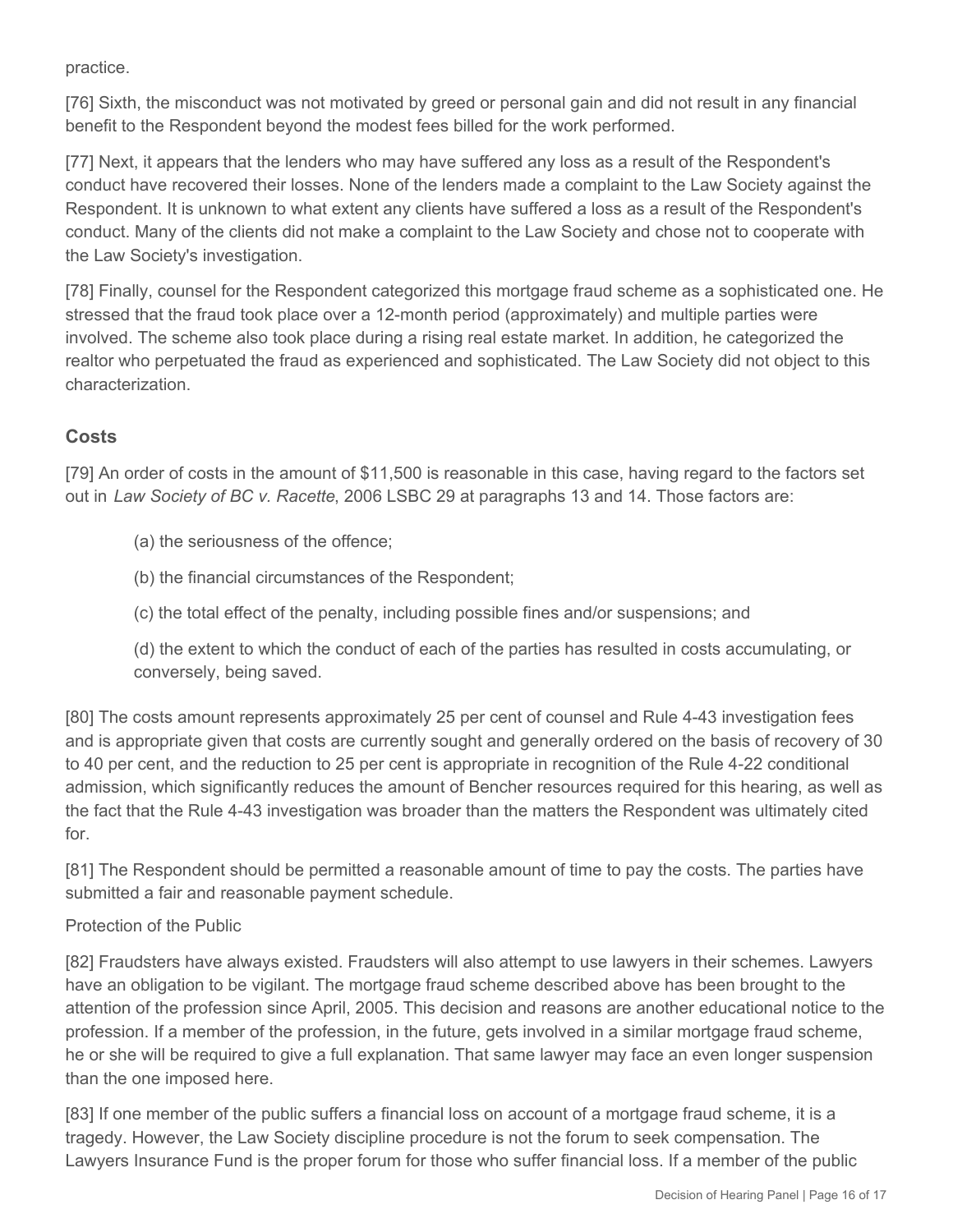practice.

[76] Sixth, the misconduct was not motivated by greed or personal gain and did not result in any financial benefit to the Respondent beyond the modest fees billed for the work performed.

[77] Next, it appears that the lenders who may have suffered any loss as a result of the Respondent's conduct have recovered their losses. None of the lenders made a complaint to the Law Society against the Respondent. It is unknown to what extent any clients have suffered a loss as a result of the Respondent's conduct. Many of the clients did not make a complaint to the Law Society and chose not to cooperate with the Law Society's investigation.

[78] Finally, counsel for the Respondent categorized this mortgage fraud scheme as a sophisticated one. He stressed that the fraud took place over a 12-month period (approximately) and multiple parties were involved. The scheme also took place during a rising real estate market. In addition, he categorized the realtor who perpetuated the fraud as experienced and sophisticated. The Law Society did not object to this characterization.

## Costs

[79] An order of costs in the amount of $11,500 is reasonable in this case, having regard to the factors set out in *Law Society of BC v. Racette*, 2006 LSBC 29 at paragraphs 13 and 14. Those factors are:

> (a) the seriousness of the offence;
>
> (b) the financial circumstances of the Respondent;
>
> (c) the total effect of the penalty, including possible fines and/or suspensions; and
>
> (d) the extent to which the conduct of each of the parties has resulted in costs accumulating, or conversely, being saved.

[80] The costs amount represents approximately 25 per cent of counsel and Rule 4-43 investigation fees and is appropriate given that costs are currently sought and generally ordered on the basis of recovery of 30 to 40 per cent, and the reduction to 25 per cent is appropriate in recognition of the Rule 4-22 conditional admission, which significantly reduces the amount of Bencher resources required for this hearing, as well as the fact that the Rule 4-43 investigation was broader than the matters the Respondent was ultimately cited for.

[81] The Respondent should be permitted a reasonable amount of time to pay the costs. The parties have submitted a fair and reasonable payment schedule.

Protection of the Public

[82] Fraudsters have always existed. Fraudsters will also attempt to use lawyers in their schemes. Lawyers have an obligation to be vigilant. The mortgage fraud scheme described above has been brought to the attention of the profession since April, 2005. This decision and reasons are another educational notice to the profession. If a member of the profession, in the future, gets involved in a similar mortgage fraud scheme, he or she will be required to give a full explanation. That same lawyer may face an even longer suspension than the one imposed here.

[83] If one member of the public suffers a financial loss on account of a mortgage fraud scheme, it is a tragedy. However, the Law Society discipline procedure is not the forum to seek compensation. The Lawyers Insurance Fund is the proper forum for those who suffer financial loss. If a member of the public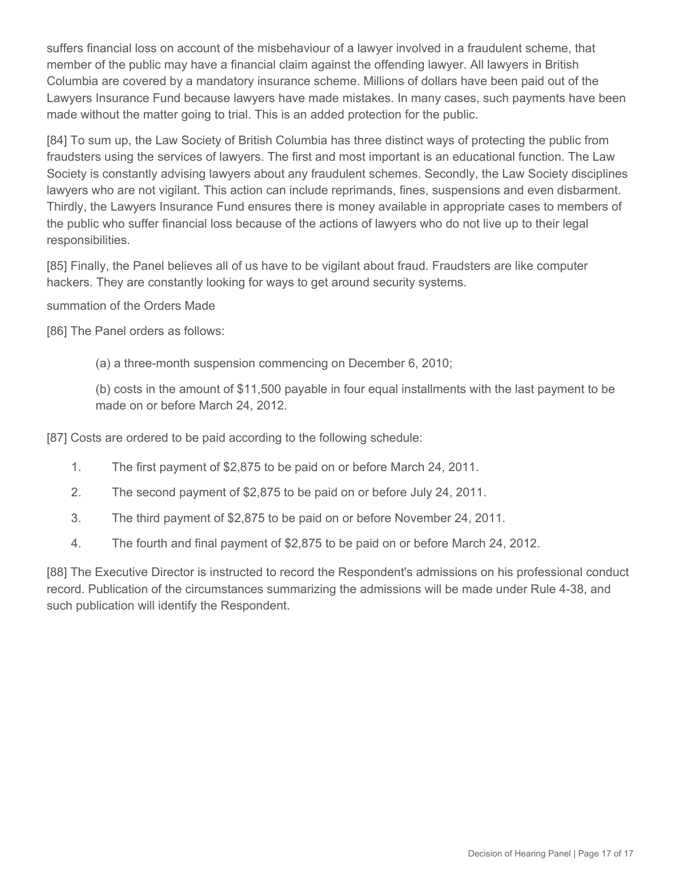suffers financial loss on account of the misbehaviour of a lawyer involved in a fraudulent scheme, that member of the public may have a financial claim against the offending lawyer. All lawyers in British Columbia are covered by a mandatory insurance scheme. Millions of dollars have been paid out of the Lawyers Insurance Fund because lawyers have made mistakes. In many cases, such payments have been made without the matter going to trial. This is an added protection for the public.

[84] To sum up, the Law Society of British Columbia has three distinct ways of protecting the public from fraudsters using the services of lawyers. The first and most important is an educational function. The Law Society is constantly advising lawyers about any fraudulent schemes. Secondly, the Law Society disciplines lawyers who are not vigilant. This action can include reprimands, fines, suspensions and even disbarment. Thirdly, the Lawyers Insurance Fund ensures there is money available in appropriate cases to members of the public who suffer financial loss because of the actions of lawyers who do not live up to their legal responsibilities.

[85] Finally, the Panel believes all of us have to be vigilant about fraud. Fraudsters are like computer hackers. They are constantly looking for ways to get around security systems.

summation of the Orders Made

[86] The Panel orders as follows:

> (a) a three-month suspension commencing on December 6, 2010;
>
> (b) costs in the amount of $11,500 payable in four equal installments with the last payment to be made on or before March 24, 2012.

[87] Costs are ordered to be paid according to the following schedule:

1. The first payment of $2,875 to be paid on or before March 24, 2011.
2. The second payment of $2,875 to be paid on or before July 24, 2011.
3. The third payment of $2,875 to be paid on or before November 24, 2011.
4. The fourth and final payment of $2,875 to be paid on or before March 24, 2012.

[88] The Executive Director is instructed to record the Respondent's admissions on his professional conduct record. Publication of the circumstances summarizing the admissions will be made under Rule 4-38, and such publication will identify the Respondent.